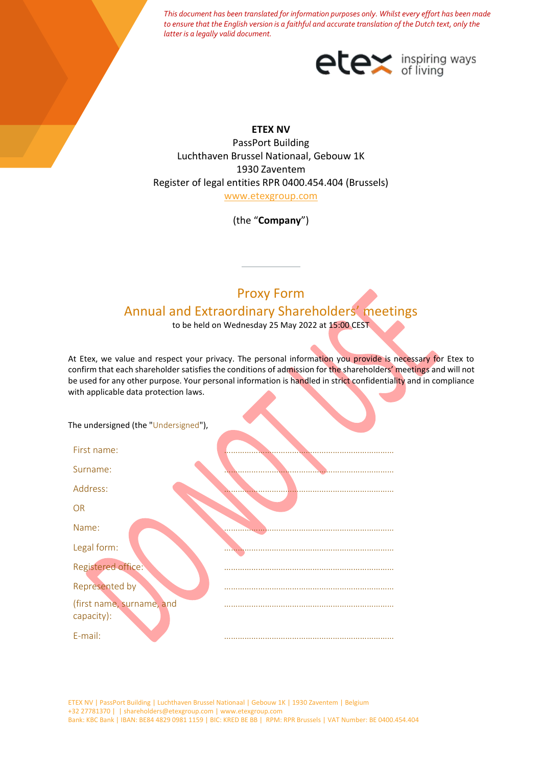*This document has been translated for information purposes only. Whilst every effort has been made to ensure that the English version is a faithful and accurate translation of the Dutch text, only the latter is a legally valid document.*

etex inspiring ways of living

**ETEX NV**
PassPort Building
Luchthaven Brussel Nationaal, Gebouw 1K
1930 Zaventem
Register of legal entities RPR 0400.454.404 (Brussels)
www.etexgroup.com

(the "**Company**")

# Proxy Form

## Annual and Extraordinary Shareholders' meetings

to be held on Wednesday 25 May 2022 at 15:00 CEST

At Etex, we value and respect your privacy. The personal information you provide is necessary for Etex to confirm that each shareholder satisfies the conditions of admission for the shareholders' meetings and will not be used for any other purpose. Your personal information is handled in strict confidentiality and in compliance with applicable data protection laws.

DO NOT USE

The undersigned (the "Undersigned"),

First name: ...........................................................................

Surname: ...........................................................................

Address: ...........................................................................

OR

Name: ...........................................................................

Legal form: ...........................................................................

Registered office: ...........................................................................

Represented by (first name, surname, and capacity): ...........................................................................

E-mail: ...........................................................................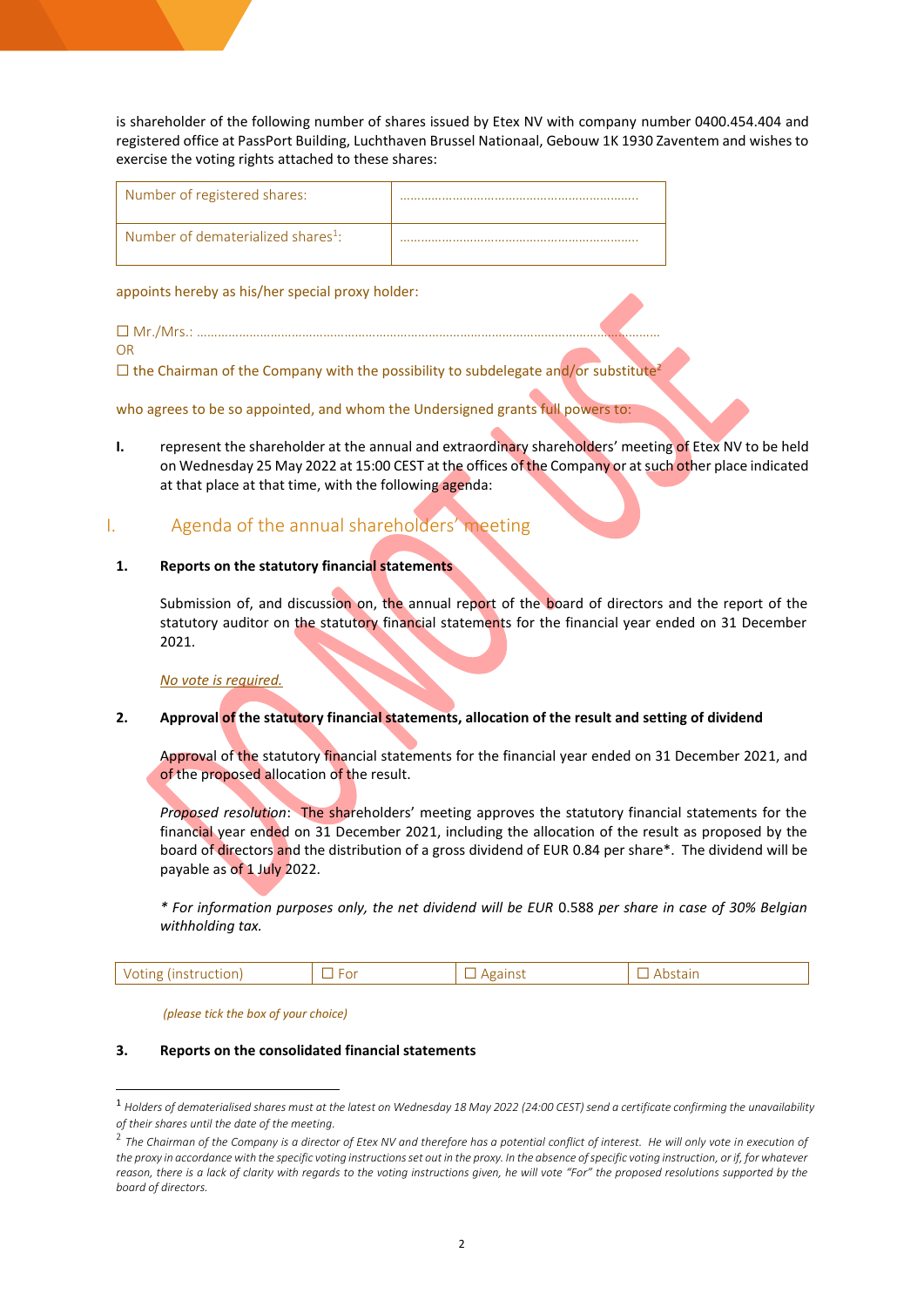is shareholder of the following number of shares issued by Etex NV with company number 0400.454.404 and registered office at PassPort Building, Luchthaven Brussel Nationaal, Gebouw 1K 1930 Zaventem and wishes to exercise the voting rights attached to these shares:

| Number of registered shares: | …………………………………………………………. |
|---|---|
| Number of dematerialized shares[1]: | …………………………………………………………. |

appoints hereby as his/her special proxy holder:

☐ Mr./Mrs.: ……………………………………………………………………………………………………………………………

OR

☐ the Chairman of the Company with the possibility to subdelegate and/or substitute[2]

who agrees to be so appointed, and whom the Undersigned grants full powers to:

**I.** represent the shareholder at the annual and extraordinary shareholders' meeting of Etex NV to be held on Wednesday 25 May 2022 at 15:00 CEST at the offices of the Company or at such other place indicated at that place at that time, with the following agenda:

## I. Agenda of the annual shareholders' meeting

**1. Reports on the statutory financial statements**

Submission of, and discussion on, the annual report of the board of directors and the report of the statutory auditor on the statutory financial statements for the financial year ended on 31 December 2021.

*No vote is required.*

**2. Approval of the statutory financial statements, allocation of the result and setting of dividend**

Approval of the statutory financial statements for the financial year ended on 31 December 2021, and of the proposed allocation of the result.

*Proposed resolution*: The shareholders' meeting approves the statutory financial statements for the financial year ended on 31 December 2021, including the allocation of the result as proposed by the board of directors and the distribution of a gross dividend of EUR 0.84 per share*. The dividend will be payable as of 1 July 2022.

*\* For information purposes only, the net dividend will be EUR 0.588 per share in case of 30% Belgian withholding tax.*

| Voting (instruction) | ☐ For | ☐ Against | ☐ Abstain |
|---|---|---|---|

*(please tick the box of your choice)*

**3. Reports on the consolidated financial statements**

---

[1] *Holders of dematerialised shares must at the latest on Wednesday 18 May 2022 (24:00 CEST) send a certificate confirming the unavailability of their shares until the date of the meeting.*

[2] *The Chairman of the Company is a director of Etex NV and therefore has a potential conflict of interest. He will only vote in execution of the proxy in accordance with the specific voting instructions set out in the proxy. In the absence of specific voting instruction, or if, for whatever reason, there is a lack of clarity with regards to the voting instructions given, he will vote "For" the proposed resolutions supported by the board of directors.*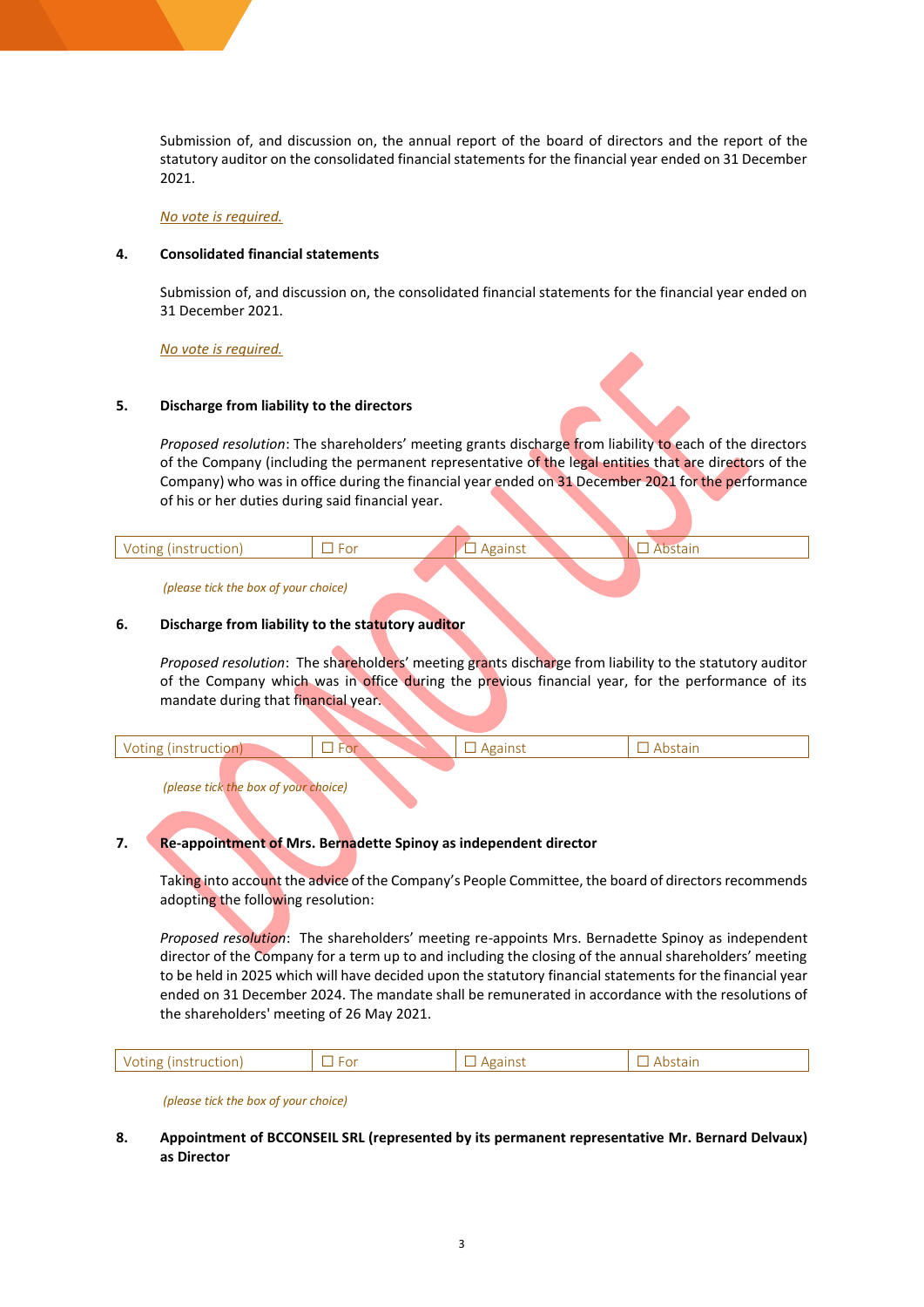Submission of, and discussion on, the annual report of the board of directors and the report of the statutory auditor on the consolidated financial statements for the financial year ended on 31 December 2021.

*No vote is required.*

**4. Consolidated financial statements**

Submission of, and discussion on, the consolidated financial statements for the financial year ended on 31 December 2021.

*No vote is required.*

DO NOT USE

**5. Discharge from liability to the directors**

*Proposed resolution*: The shareholders' meeting grants discharge from liability to each of the directors of the Company (including the permanent representative of the legal entities that are directors of the Company) who was in office during the financial year ended on 31 December 2021 for the performance of his or her duties during said financial year.

| Voting (instruction) | ☐ For | ☐ Against | ☐ Abstain |
|---|---|---|---|

*(please tick the box of your choice)*

**6. Discharge from liability to the statutory auditor**

*Proposed resolution*: The shareholders' meeting grants discharge from liability to the statutory auditor of the Company which was in office during the previous financial year, for the performance of its mandate during that financial year.

| Voting (instruction) | ☐ For | ☐ Against | ☐ Abstain |
|---|---|---|---|

*(please tick the box of your choice)*

**7. Re-appointment of Mrs. Bernadette Spinoy as independent director**

Taking into account the advice of the Company's People Committee, the board of directors recommends adopting the following resolution:

*Proposed resolution*: The shareholders' meeting re-appoints Mrs. Bernadette Spinoy as independent director of the Company for a term up to and including the closing of the annual shareholders' meeting to be held in 2025 which will have decided upon the statutory financial statements for the financial year ended on 31 December 2024. The mandate shall be remunerated in accordance with the resolutions of the shareholders' meeting of 26 May 2021.

| Voting (instruction) | ☐ For | ☐ Against | ☐ Abstain |
|---|---|---|---|

*(please tick the box of your choice)*

**8. Appointment of BCCONSEIL SRL (represented by its permanent representative Mr. Bernard Delvaux) as Director**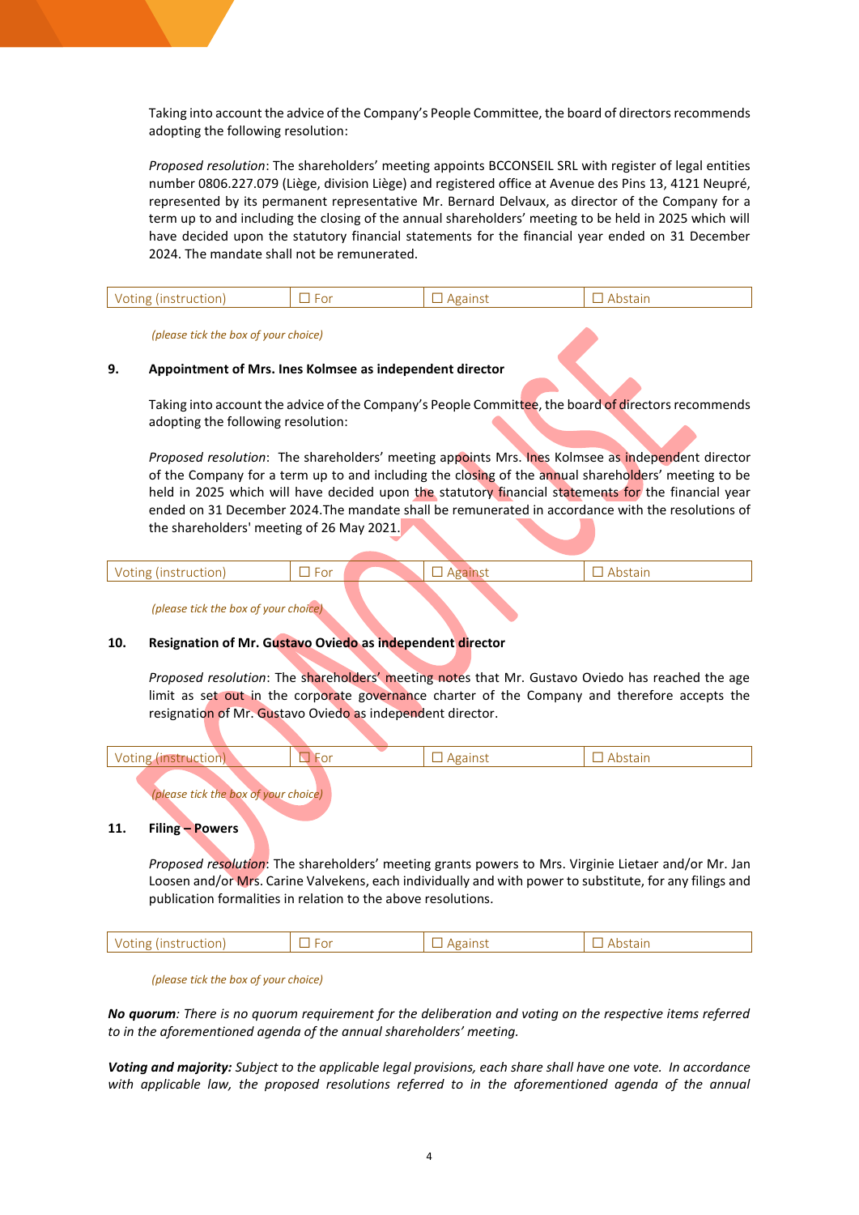Taking into account the advice of the Company's People Committee, the board of directors recommends adopting the following resolution:

*Proposed resolution*: The shareholders' meeting appoints BCCONSEIL SRL with register of legal entities number 0806.227.079 (Liège, division Liège) and registered office at Avenue des Pins 13, 4121 Neupré, represented by its permanent representative Mr. Bernard Delvaux, as director of the Company for a term up to and including the closing of the annual shareholders' meeting to be held in 2025 which will have decided upon the statutory financial statements for the financial year ended on 31 December 2024. The mandate shall not be remunerated.

| Voting (instruction) | ☐ For | ☐ Against | ☐ Abstain |
|---|---|---|---|

*(please tick the box of your choice)*

**9. Appointment of Mrs. Ines Kolmsee as independent director**

Taking into account the advice of the Company's People Committee, the board of directors recommends adopting the following resolution:

*Proposed resolution*: The shareholders' meeting appoints Mrs. Ines Kolmsee as independent director of the Company for a term up to and including the closing of the annual shareholders' meeting to be held in 2025 which will have decided upon the statutory financial statements for the financial year ended on 31 December 2024.The mandate shall be remunerated in accordance with the resolutions of the shareholders' meeting of 26 May 2021.

| Voting (instruction) | ☐ For | ☐ Against | ☐ Abstain |
|---|---|---|---|

*(please tick the box of your choice)*

**10. Resignation of Mr. Gustavo Oviedo as independent director**

*Proposed resolution*: The shareholders' meeting notes that Mr. Gustavo Oviedo has reached the age limit as set out in the corporate governance charter of the Company and therefore accepts the resignation of Mr. Gustavo Oviedo as independent director.

| Voting (instruction) | ☐ For | ☐ Against | ☐ Abstain |
|---|---|---|---|

*(please tick the box of your choice)*

**11. Filing – Powers**

*Proposed resolution*: The shareholders' meeting grants powers to Mrs. Virginie Lietaer and/or Mr. Jan Loosen and/or Mrs. Carine Valvekens, each individually and with power to substitute, for any filings and publication formalities in relation to the above resolutions.

| Voting (instruction) | ☐ For | ☐ Against | ☐ Abstain |
|---|---|---|---|

*(please tick the box of your choice)*

***No quorum**: There is no quorum requirement for the deliberation and voting on the respective items referred to in the aforementioned agenda of the annual shareholders' meeting.*

***Voting and majority:** Subject to the applicable legal provisions, each share shall have one vote. In accordance with applicable law, the proposed resolutions referred to in the aforementioned agenda of the annual*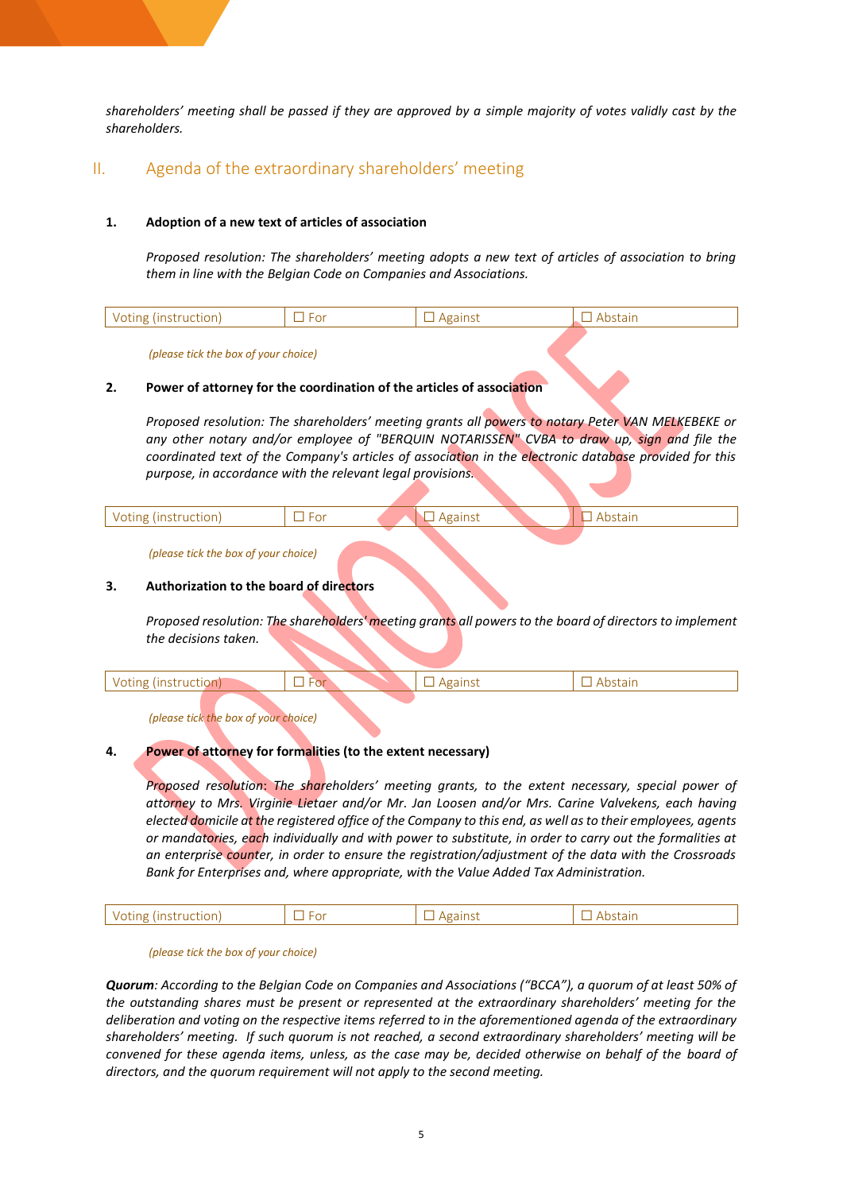*shareholders' meeting shall be passed if they are approved by a simple majority of votes validly cast by the shareholders.*

## II. Agenda of the extraordinary shareholders' meeting

**1. Adoption of a new text of articles of association**

*Proposed resolution: The shareholders' meeting adopts a new text of articles of association to bring them in line with the Belgian Code on Companies and Associations.*

| Voting (instruction) | ☐ For | ☐ Against | ☐ Abstain |
|---|---|---|---|

*(please tick the box of your choice)*

**2. Power of attorney for the coordination of the articles of association**

*Proposed resolution: The shareholders' meeting grants all powers to notary Peter VAN MELKEBEKE or any other notary and/or employee of "BERQUIN NOTARISSEN" CVBA to draw up, sign and file the coordinated text of the Company's articles of association in the electronic database provided for this purpose, in accordance with the relevant legal provisions.*

| Voting (instruction) | ☐ For | ☐ Against | ☐ Abstain |
|---|---|---|---|

*(please tick the box of your choice)*

**3. Authorization to the board of directors**

*Proposed resolution: The shareholders' meeting grants all powers to the board of directors to implement the decisions taken.*

| Voting (instruction) | ☐ For | ☐ Against | ☐ Abstain |
|---|---|---|---|

*(please tick the box of your choice)*

**4. Power of attorney for formalities (to the extent necessary)**

*Proposed resolution: The shareholders' meeting grants, to the extent necessary, special power of attorney to Mrs. Virginie Lietaer and/or Mr. Jan Loosen and/or Mrs. Carine Valvekens, each having elected domicile at the registered office of the Company to this end, as well as to their employees, agents or mandatories, each individually and with power to substitute, in order to carry out the formalities at an enterprise counter, in order to ensure the registration/adjustment of the data with the Crossroads Bank for Enterprises and, where appropriate, with the Value Added Tax Administration.*

| Voting (instruction) | ☐ For | ☐ Against | ☐ Abstain |
|---|---|---|---|

*(please tick the box of your choice)*

***Quorum**: According to the Belgian Code on Companies and Associations ("BCCA"), a quorum of at least 50% of the outstanding shares must be present or represented at the extraordinary shareholders' meeting for the deliberation and voting on the respective items referred to in the aforementioned agenda of the extraordinary shareholders' meeting. If such quorum is not reached, a second extraordinary shareholders' meeting will be convened for these agenda items, unless, as the case may be, decided otherwise on behalf of the board of directors, and the quorum requirement will not apply to the second meeting.*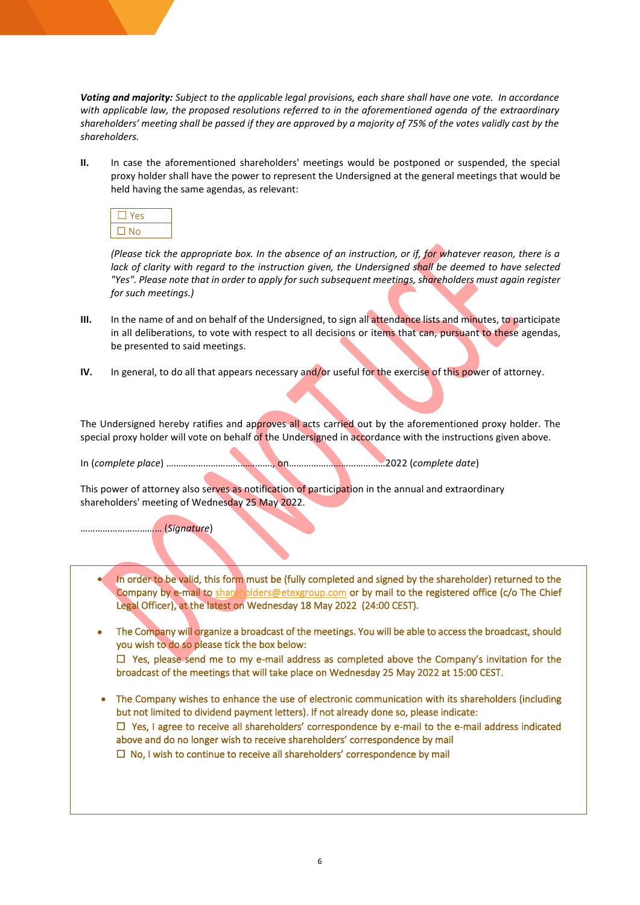***Voting and majority:*** *Subject to the applicable legal provisions, each share shall have one vote. In accordance with applicable law, the proposed resolutions referred to in the aforementioned agenda of the extraordinary shareholders' meeting shall be passed if they are approved by a majority of 75% of the votes validly cast by the shareholders.*

**II.** In case the aforementioned shareholders' meetings would be postponed or suspended, the special proxy holder shall have the power to represent the Undersigned at the general meetings that would be held having the same agendas, as relevant:

| |
|---|
| ☐ Yes |
| ☐ No |

*(Please tick the appropriate box. In the absence of an instruction, or if, for whatever reason, there is a lack of clarity with regard to the instruction given, the Undersigned shall be deemed to have selected "Yes". Please note that in order to apply for such subsequent meetings, shareholders must again register for such meetings.)*

**III.** In the name of and on behalf of the Undersigned, to sign all attendance lists and minutes, to participate in all deliberations, to vote with respect to all decisions or items that can, pursuant to these agendas, be presented to said meetings.

**IV.** In general, to do all that appears necessary and/or useful for the exercise of this power of attorney.

The Undersigned hereby ratifies and approves all acts carried out by the aforementioned proxy holder. The special proxy holder will vote on behalf of the Undersigned in accordance with the instructions given above.

In (*complete place*) ……………………………………., on…………………………………2022 (*complete date*)

This power of attorney also serves as notification of participation in the annual and extraordinary shareholders' meeting of Wednesday 25 May 2022.

…………………………… (*Signature*)

- In order to be valid, this form must be (fully completed and signed by the shareholder) returned to the Company by e-mail to shareholders@etexgroup.com or by mail to the registered office (c/o The Chief Legal Officer), at the latest on Wednesday 18 May 2022 (24:00 CEST).
- The Company will organize a broadcast of the meetings. You will be able to access the broadcast, should you wish to do so please tick the box below:
  ☐ Yes, please send me to my e-mail address as completed above the Company's invitation for the broadcast of the meetings that will take place on Wednesday 25 May 2022 at 15:00 CEST.
- The Company wishes to enhance the use of electronic communication with its shareholders (including but not limited to dividend payment letters). If not already done so, please indicate:
  ☐ Yes, I agree to receive all shareholders' correspondence by e-mail to the e-mail address indicated above and do no longer wish to receive shareholders' correspondence by mail
  ☐ No, I wish to continue to receive all shareholders' correspondence by mail

DO NOT USE